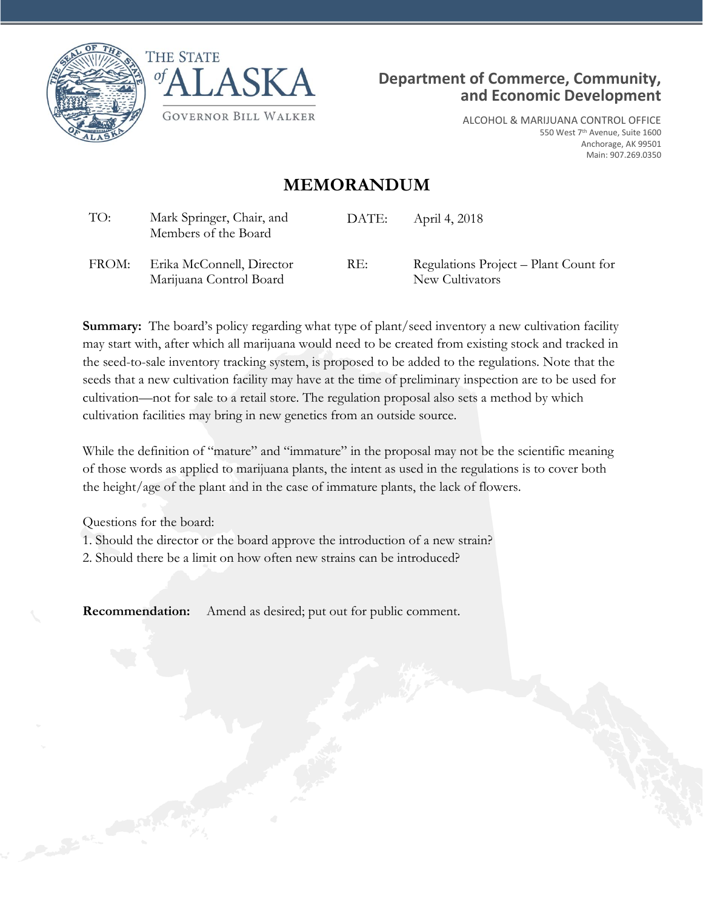THE STATE of ALASKA

GOVERNOR BILL WALKER

**Department of Commerce, Community, and Economic Development**

ALCOHOL & MARIJUANA CONTROL OFFICE
550 West 7th Avenue, Suite 1600
Anchorage, AK 99501
Main: 907.269.0350

# MEMORANDUM

| | | | |
|---|---|---|---|
| TO: | Mark Springer, Chair, and Members of the Board | DATE: | April 4, 2018 |
| FROM: | Erika McConnell, Director Marijuana Control Board | RE: | Regulations Project – Plant Count for New Cultivators |

**Summary:** The board's policy regarding what type of plant/seed inventory a new cultivation facility may start with, after which all marijuana would need to be created from existing stock and tracked in the seed-to-sale inventory tracking system, is proposed to be added to the regulations. Note that the seeds that a new cultivation facility may have at the time of preliminary inspection are to be used for cultivation—not for sale to a retail store. The regulation proposal also sets a method by which cultivation facilities may bring in new genetics from an outside source.

While the definition of "mature" and "immature" in the proposal may not be the scientific meaning of those words as applied to marijuana plants, the intent as used in the regulations is to cover both the height/age of the plant and in the case of immature plants, the lack of flowers.

Questions for the board:

1. Should the director or the board approve the introduction of a new strain?
2. Should there be a limit on how often new strains can be introduced?

**Recommendation:** Amend as desired; put out for public comment.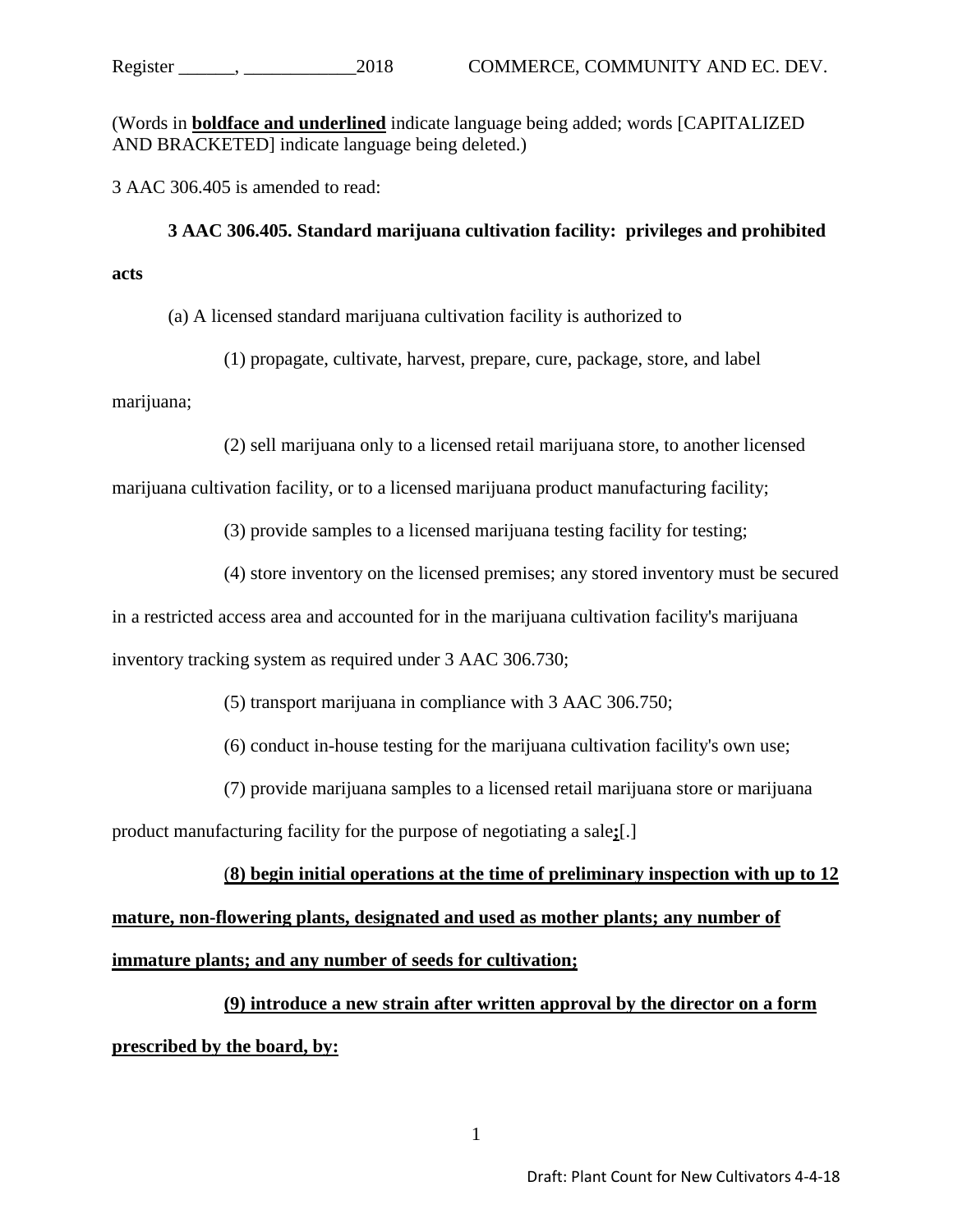(Words in **<u>boldface and underlined</u>** indicate language being added; words [CAPITALIZED AND BRACKETED] indicate language being deleted.)

3 AAC 306.405 is amended to read:

**3 AAC 306.405. Standard marijuana cultivation facility: privileges and prohibited acts**

(a) A licensed standard marijuana cultivation facility is authorized to

(1) propagate, cultivate, harvest, prepare, cure, package, store, and label marijuana;

(2) sell marijuana only to a licensed retail marijuana store, to another licensed marijuana cultivation facility, or to a licensed marijuana product manufacturing facility;

(3) provide samples to a licensed marijuana testing facility for testing;

(4) store inventory on the licensed premises; any stored inventory must be secured in a restricted access area and accounted for in the marijuana cultivation facility's marijuana inventory tracking system as required under 3 AAC 306.730;

(5) transport marijuana in compliance with 3 AAC 306.750;

(6) conduct in-house testing for the marijuana cultivation facility's own use;

(7) provide marijuana samples to a licensed retail marijuana store or marijuana product manufacturing facility for the purpose of negotiating a sale**<u>;</u>**[.]

(**<u>8) begin initial operations at the time of preliminary inspection with up to 12 mature, non-flowering plants, designated and used as mother plants; any number of immature plants; and any number of seeds for cultivation;</u>**

**<u>(9) introduce a new strain after written approval by the director on a form prescribed by the board, by:</u>**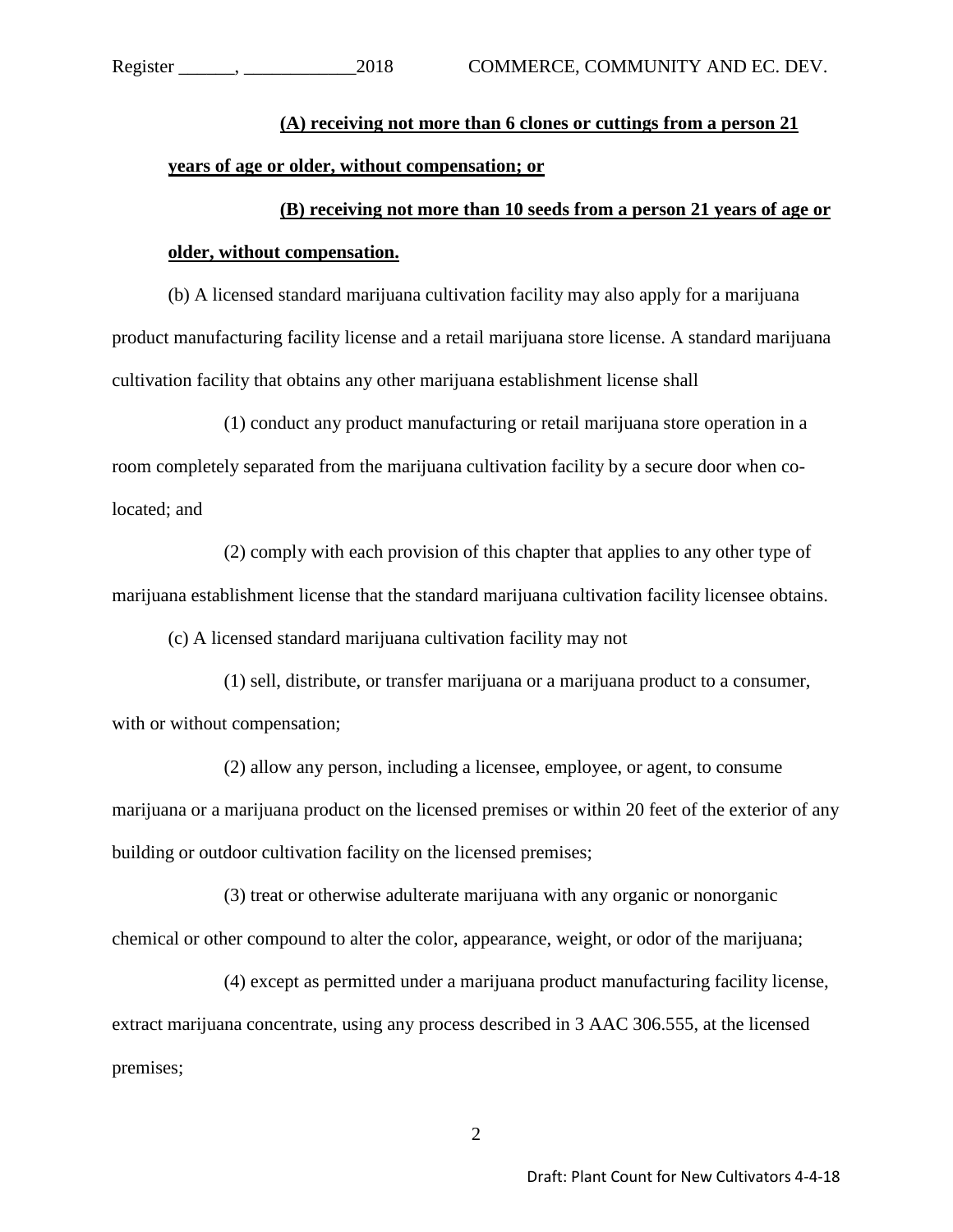**(A) receiving not more than 6 clones or cuttings from a person 21 years of age or older, without compensation; or**

**(B) receiving not more than 10 seeds from a person 21 years of age or older, without compensation.**

(b) A licensed standard marijuana cultivation facility may also apply for a marijuana product manufacturing facility license and a retail marijuana store license. A standard marijuana cultivation facility that obtains any other marijuana establishment license shall

(1) conduct any product manufacturing or retail marijuana store operation in a room completely separated from the marijuana cultivation facility by a secure door when co-located; and

(2) comply with each provision of this chapter that applies to any other type of marijuana establishment license that the standard marijuana cultivation facility licensee obtains.

(c) A licensed standard marijuana cultivation facility may not

(1) sell, distribute, or transfer marijuana or a marijuana product to a consumer, with or without compensation;

(2) allow any person, including a licensee, employee, or agent, to consume marijuana or a marijuana product on the licensed premises or within 20 feet of the exterior of any building or outdoor cultivation facility on the licensed premises;

(3) treat or otherwise adulterate marijuana with any organic or nonorganic chemical or other compound to alter the color, appearance, weight, or odor of the marijuana;

(4) except as permitted under a marijuana product manufacturing facility license, extract marijuana concentrate, using any process described in 3 AAC 306.555, at the licensed premises;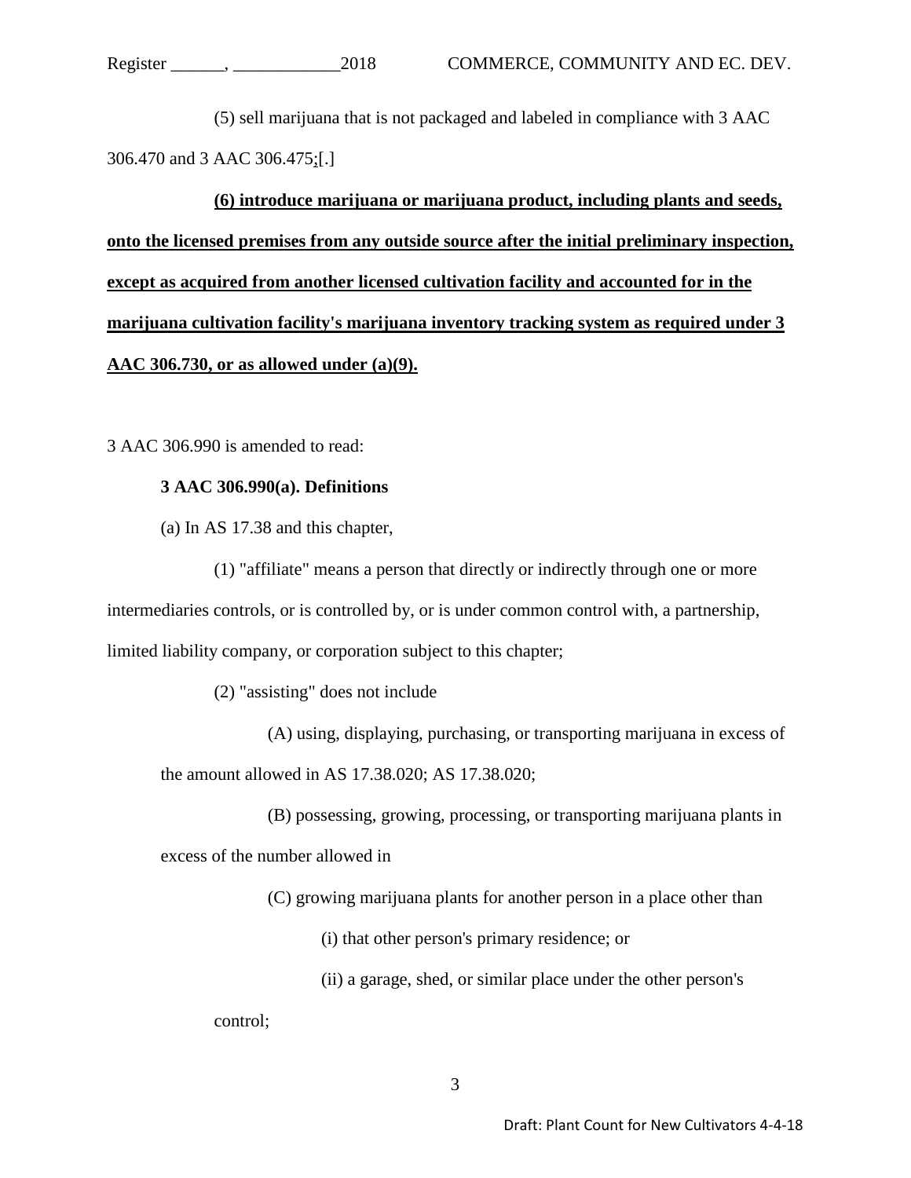(5) sell marijuana that is not packaged and labeled in compliance with 3 AAC 306.470 and 3 AAC 306.475;[.]

**(6) introduce marijuana or marijuana product, including plants and seeds, onto the licensed premises from any outside source after the initial preliminary inspection, except as acquired from another licensed cultivation facility and accounted for in the marijuana cultivation facility's marijuana inventory tracking system as required under 3 AAC 306.730, or as allowed under (a)(9).**

3 AAC 306.990 is amended to read:

**3 AAC 306.990(a). Definitions**

(a) In AS 17.38 and this chapter,

(1) "affiliate" means a person that directly or indirectly through one or more intermediaries controls, or is controlled by, or is under common control with, a partnership, limited liability company, or corporation subject to this chapter;

(2) "assisting" does not include

(A) using, displaying, purchasing, or transporting marijuana in excess of the amount allowed in AS 17.38.020; AS 17.38.020;

(B) possessing, growing, processing, or transporting marijuana plants in excess of the number allowed in

(C) growing marijuana plants for another person in a place other than

(i) that other person's primary residence; or

(ii) a garage, shed, or similar place under the other person's control;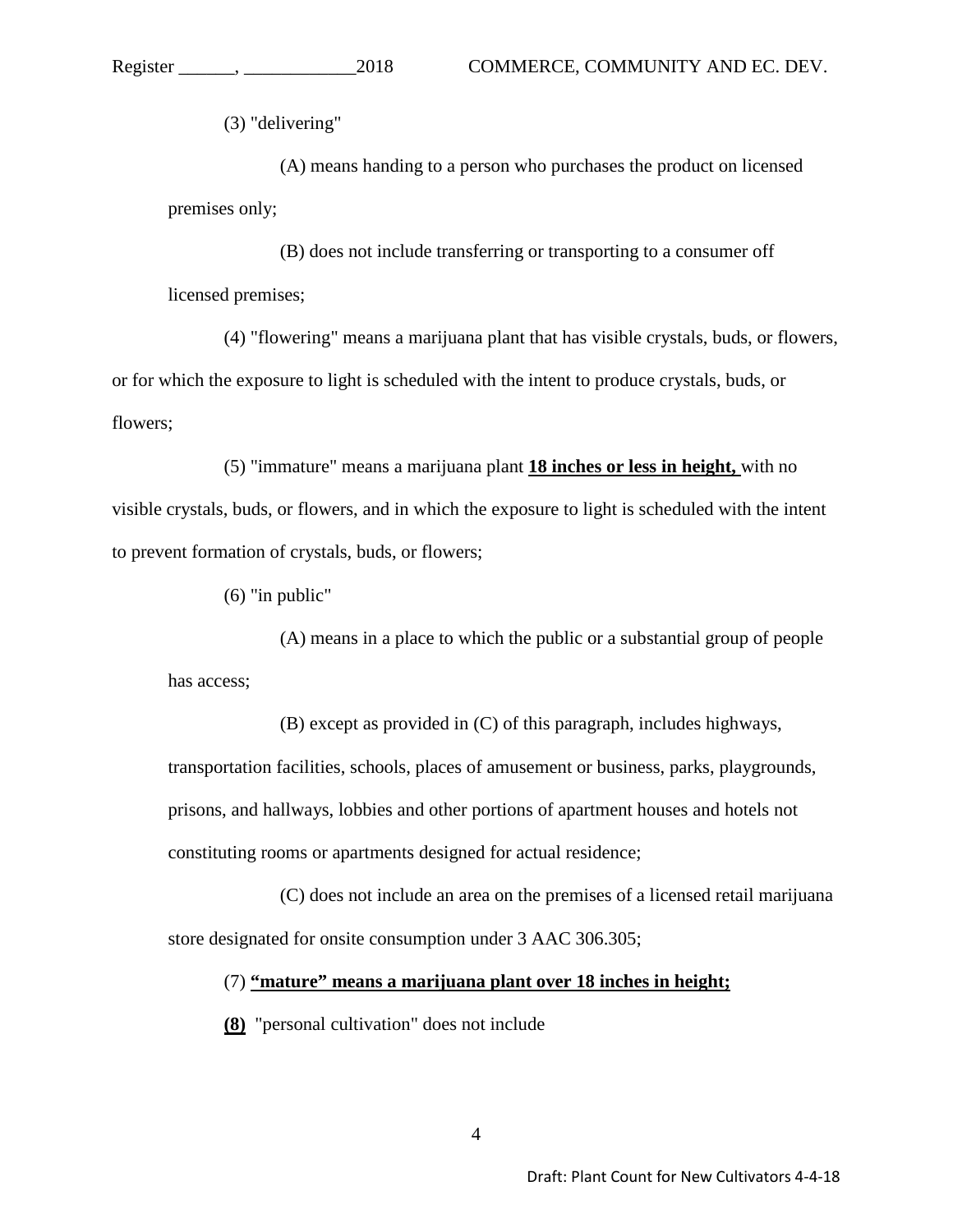(3) "delivering"

(A) means handing to a person who purchases the product on licensed premises only;

(B) does not include transferring or transporting to a consumer off licensed premises;

(4) "flowering" means a marijuana plant that has visible crystals, buds, or flowers, or for which the exposure to light is scheduled with the intent to produce crystals, buds, or flowers;

(5) "immature" means a marijuana plant **18 inches or less in height,** with no visible crystals, buds, or flowers, and in which the exposure to light is scheduled with the intent to prevent formation of crystals, buds, or flowers;

(6) "in public"

(A) means in a place to which the public or a substantial group of people has access;

(B) except as provided in (C) of this paragraph, includes highways, transportation facilities, schools, places of amusement or business, parks, playgrounds, prisons, and hallways, lobbies and other portions of apartment houses and hotels not constituting rooms or apartments designed for actual residence;

(C) does not include an area on the premises of a licensed retail marijuana store designated for onsite consumption under 3 AAC 306.305;

(7) **"mature" means a marijuana plant over 18 inches in height;**

**(8)** "personal cultivation" does not include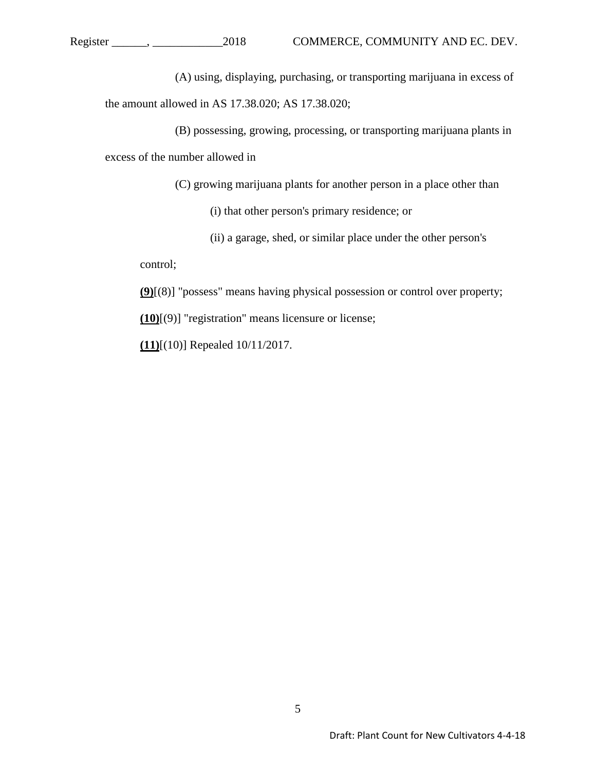(A) using, displaying, purchasing, or transporting marijuana in excess of the amount allowed in AS 17.38.020; AS 17.38.020;

(B) possessing, growing, processing, or transporting marijuana plants in excess of the number allowed in

(C) growing marijuana plants for another person in a place other than

(i) that other person's primary residence; or

(ii) a garage, shed, or similar place under the other person's control;

**(9)**[(8)] "possess" means having physical possession or control over property;

**(10)**[(9)] "registration" means licensure or license;

**(11)**[(10)] Repealed 10/11/2017.